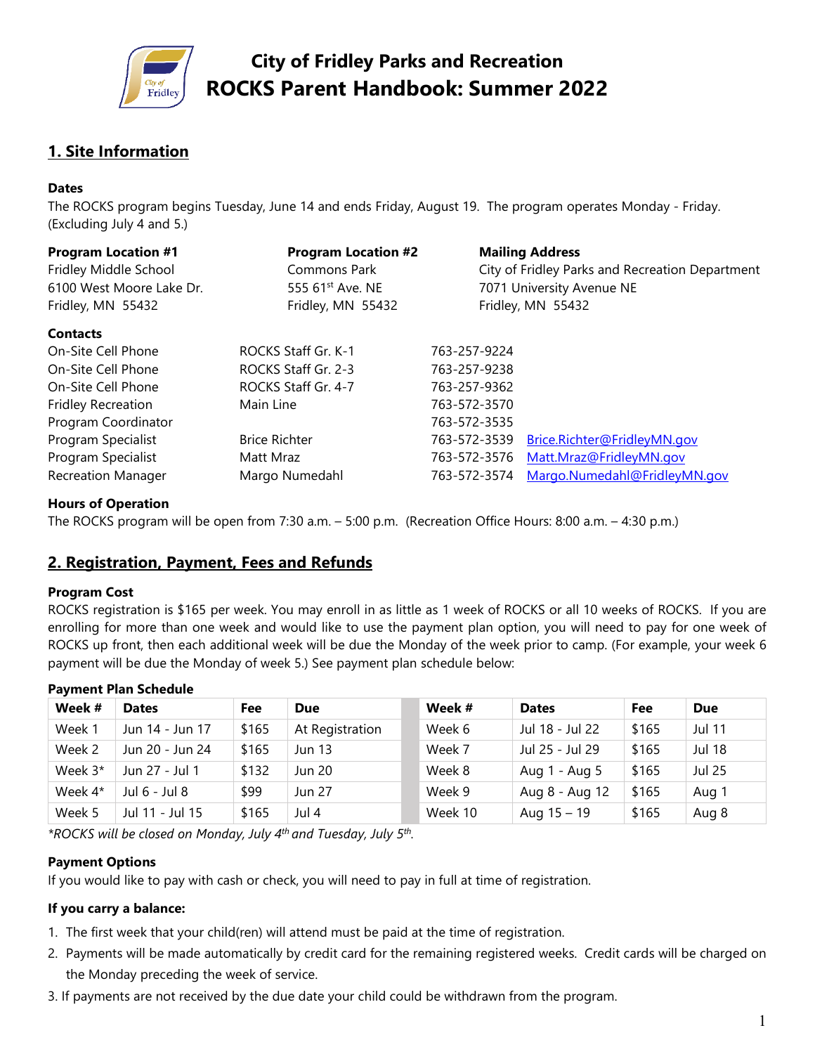# City of Fridley Parks and Recreation
# ROCKS Parent Handbook: Summer 2022

## 1. Site Information

**Dates**

The ROCKS program begins Tuesday, June 14 and ends Friday, August 19. The program operates Monday - Friday. (Excluding July 4 and 5.)

**Program Location #1**
Fridley Middle School
6100 West Moore Lake Dr.
Fridley, MN 55432

**Program Location #2**
Commons Park
555 61st Ave. NE
Fridley, MN 55432

**Mailing Address**
City of Fridley Parks and Recreation Department
7071 University Avenue NE
Fridley, MN 55432

**Contacts**

| | | | |
|---|---|---|---|
| On-Site Cell Phone | ROCKS Staff Gr. K-1 | 763-257-9224 | |
| On-Site Cell Phone | ROCKS Staff Gr. 2-3 | 763-257-9238 | |
| On-Site Cell Phone | ROCKS Staff Gr. 4-7 | 763-257-9362 | |
| Fridley Recreation | Main Line | 763-572-3570 | |
| Program Coordinator | | 763-572-3535 | |
| Program Specialist | Brice Richter | 763-572-3539 | Brice.Richter@FridleyMN.gov |
| Program Specialist | Matt Mraz | 763-572-3576 | Matt.Mraz@FridleyMN.gov |
| Recreation Manager | Margo Numedahl | 763-572-3574 | Margo.Numedahl@FridleyMN.gov |

**Hours of Operation**

The ROCKS program will be open from 7:30 a.m. – 5:00 p.m. (Recreation Office Hours: 8:00 a.m. – 4:30 p.m.)

## 2. Registration, Payment, Fees and Refunds

**Program Cost**

ROCKS registration is $165 per week. You may enroll in as little as 1 week of ROCKS or all 10 weeks of ROCKS. If you are enrolling for more than one week and would like to use the payment plan option, you will need to pay for one week of ROCKS up front, then each additional week will be due the Monday of the week prior to camp. (For example, your week 6 payment will be due the Monday of week 5.) See payment plan schedule below:

**Payment Plan Schedule**

| Week # | Dates | Fee | Due | Week # | Dates | Fee | Due |
|---|---|---|---|---|---|---|---|
| Week 1 | Jun 14 - Jun 17 | $165 | At Registration | Week 6 | Jul 18 - Jul 22 | $165 | Jul 11 |
| Week 2 | Jun 20 - Jun 24 | $165 | Jun 13 | Week 7 | Jul 25 - Jul 29 | $165 | Jul 18 |
| Week 3* | Jun 27 - Jul 1 | $132 | Jun 20 | Week 8 | Aug 1 - Aug 5 | $165 | Jul 25 |
| Week 4* | Jul 6 - Jul 8 | $99 | Jun 27 | Week 9 | Aug 8 - Aug 12 | $165 | Aug 1 |
| Week 5 | Jul 11 - Jul 15 | $165 | Jul 4 | Week 10 | Aug 15 – 19 | $165 | Aug 8 |

*\*ROCKS will be closed on Monday, July 4th and Tuesday, July 5th.*

**Payment Options**

If you would like to pay with cash or check, you will need to pay in full at time of registration.

**If you carry a balance:**

1. The first week that your child(ren) will attend must be paid at the time of registration.
2. Payments will be made automatically by credit card for the remaining registered weeks. Credit cards will be charged on the Monday preceding the week of service.
3. If payments are not received by the due date your child could be withdrawn from the program.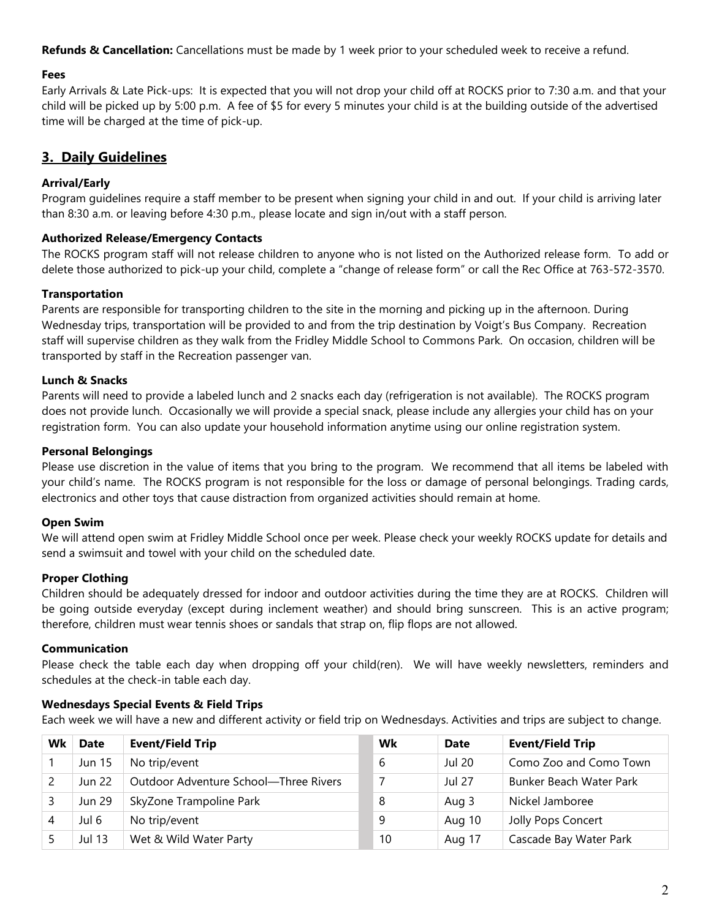**Refunds & Cancellation:** Cancellations must be made by 1 week prior to your scheduled week to receive a refund.

**Fees**

Early Arrivals & Late Pick-ups: It is expected that you will not drop your child off at ROCKS prior to 7:30 a.m. and that your child will be picked up by 5:00 p.m. A fee of $5 for every 5 minutes your child is at the building outside of the advertised time will be charged at the time of pick-up.

## 3. Daily Guidelines

**Arrival/Early**

Program guidelines require a staff member to be present when signing your child in and out. If your child is arriving later than 8:30 a.m. or leaving before 4:30 p.m., please locate and sign in/out with a staff person.

**Authorized Release/Emergency Contacts**

The ROCKS program staff will not release children to anyone who is not listed on the Authorized release form. To add or delete those authorized to pick-up your child, complete a "change of release form" or call the Rec Office at 763-572-3570.

**Transportation**

Parents are responsible for transporting children to the site in the morning and picking up in the afternoon. During Wednesday trips, transportation will be provided to and from the trip destination by Voigt's Bus Company. Recreation staff will supervise children as they walk from the Fridley Middle School to Commons Park. On occasion, children will be transported by staff in the Recreation passenger van.

**Lunch & Snacks**

Parents will need to provide a labeled lunch and 2 snacks each day (refrigeration is not available). The ROCKS program does not provide lunch. Occasionally we will provide a special snack, please include any allergies your child has on your registration form. You can also update your household information anytime using our online registration system.

**Personal Belongings**

Please use discretion in the value of items that you bring to the program. We recommend that all items be labeled with your child's name. The ROCKS program is not responsible for the loss or damage of personal belongings. Trading cards, electronics and other toys that cause distraction from organized activities should remain at home.

**Open Swim**

We will attend open swim at Fridley Middle School once per week. Please check your weekly ROCKS update for details and send a swimsuit and towel with your child on the scheduled date.

**Proper Clothing**

Children should be adequately dressed for indoor and outdoor activities during the time they are at ROCKS. Children will be going outside everyday (except during inclement weather) and should bring sunscreen. This is an active program; therefore, children must wear tennis shoes or sandals that strap on, flip flops are not allowed.

**Communication**

Please check the table each day when dropping off your child(ren). We will have weekly newsletters, reminders and schedules at the check-in table each day.

**Wednesdays Special Events & Field Trips**

Each week we will have a new and different activity or field trip on Wednesdays. Activities and trips are subject to change.

| Wk | Date | Event/Field Trip | Wk | Date | Event/Field Trip |
|---|---|---|---|---|---|
| 1 | Jun 15 | No trip/event | 6 | Jul 20 | Como Zoo and Como Town |
| 2 | Jun 22 | Outdoor Adventure School—Three Rivers | 7 | Jul 27 | Bunker Beach Water Park |
| 3 | Jun 29 | SkyZone Trampoline Park | 8 | Aug 3 | Nickel Jamboree |
| 4 | Jul 6 | No trip/event | 9 | Aug 10 | Jolly Pops Concert |
| 5 | Jul 13 | Wet & Wild Water Party | 10 | Aug 17 | Cascade Bay Water Park |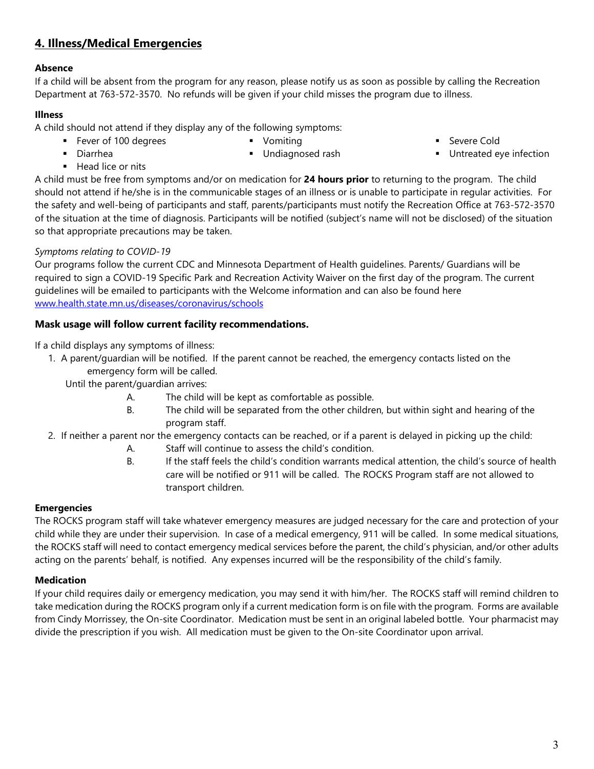## 4. Illness/Medical Emergencies

**Absence**

If a child will be absent from the program for any reason, please notify us as soon as possible by calling the Recreation Department at 763-572-3570. No refunds will be given if your child misses the program due to illness.

**Illness**

A child should not attend if they display any of the following symptoms:

- Fever of 100 degrees
- Vomiting
- Severe Cold
- Diarrhea
- Undiagnosed rash
- Untreated eye infection
- Head lice or nits

A child must be free from symptoms and/or on medication for **24 hours prior** to returning to the program. The child should not attend if he/she is in the communicable stages of an illness or is unable to participate in regular activities. For the safety and well-being of participants and staff, parents/participants must notify the Recreation Office at 763-572-3570 of the situation at the time of diagnosis. Participants will be notified (subject's name will not be disclosed) of the situation so that appropriate precautions may be taken.

*Symptoms relating to COVID-19*

Our programs follow the current CDC and Minnesota Department of Health guidelines. Parents/ Guardians will be required to sign a COVID-19 Specific Park and Recreation Activity Waiver on the first day of the program. The current guidelines will be emailed to participants with the Welcome information and can also be found here [www.health.state.mn.us/diseases/coronavirus/schools](www.health.state.mn.us/diseases/coronavirus/schools)

**Mask usage will follow current facility recommendations.**

If a child displays any symptoms of illness:

1. A parent/guardian will be notified. If the parent cannot be reached, the emergency contacts listed on the emergency form will be called.

   Until the parent/guardian arrives:

   A. The child will be kept as comfortable as possible.

   B. The child will be separated from the other children, but within sight and hearing of the program staff.

2. If neither a parent nor the emergency contacts can be reached, or if a parent is delayed in picking up the child:

   A. Staff will continue to assess the child's condition.

   B. If the staff feels the child's condition warrants medical attention, the child's source of health care will be notified or 911 will be called. The ROCKS Program staff are not allowed to transport children.

**Emergencies**

The ROCKS program staff will take whatever emergency measures are judged necessary for the care and protection of your child while they are under their supervision. In case of a medical emergency, 911 will be called. In some medical situations, the ROCKS staff will need to contact emergency medical services before the parent, the child's physician, and/or other adults acting on the parents' behalf, is notified. Any expenses incurred will be the responsibility of the child's family.

**Medication**

If your child requires daily or emergency medication, you may send it with him/her. The ROCKS staff will remind children to take medication during the ROCKS program only if a current medication form is on file with the program. Forms are available from Cindy Morrissey, the On-site Coordinator. Medication must be sent in an original labeled bottle. Your pharmacist may divide the prescription if you wish. All medication must be given to the On-site Coordinator upon arrival.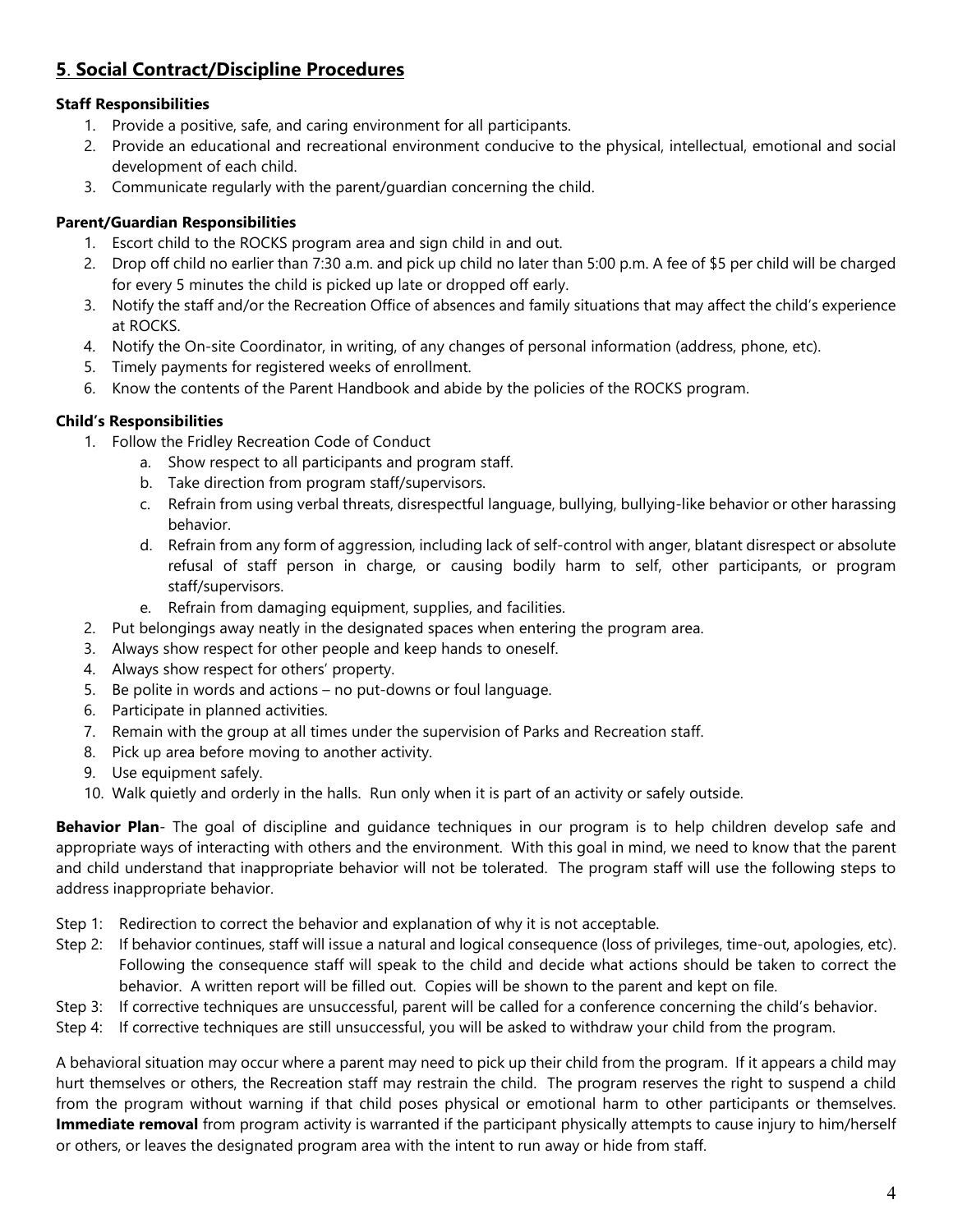## 5. Social Contract/Discipline Procedures

**Staff Responsibilities**

1. Provide a positive, safe, and caring environment for all participants.
2. Provide an educational and recreational environment conducive to the physical, intellectual, emotional and social development of each child.
3. Communicate regularly with the parent/guardian concerning the child.

**Parent/Guardian Responsibilities**

1. Escort child to the ROCKS program area and sign child in and out.
2. Drop off child no earlier than 7:30 a.m. and pick up child no later than 5:00 p.m. A fee of $5 per child will be charged for every 5 minutes the child is picked up late or dropped off early.
3. Notify the staff and/or the Recreation Office of absences and family situations that may affect the child's experience at ROCKS.
4. Notify the On-site Coordinator, in writing, of any changes of personal information (address, phone, etc).
5. Timely payments for registered weeks of enrollment.
6. Know the contents of the Parent Handbook and abide by the policies of the ROCKS program.

**Child's Responsibilities**

1. Follow the Fridley Recreation Code of Conduct
   a. Show respect to all participants and program staff.
   b. Take direction from program staff/supervisors.
   c. Refrain from using verbal threats, disrespectful language, bullying, bullying-like behavior or other harassing behavior.
   d. Refrain from any form of aggression, including lack of self-control with anger, blatant disrespect or absolute refusal of staff person in charge, or causing bodily harm to self, other participants, or program staff/supervisors.
   e. Refrain from damaging equipment, supplies, and facilities.
2. Put belongings away neatly in the designated spaces when entering the program area.
3. Always show respect for other people and keep hands to oneself.
4. Always show respect for others' property.
5. Be polite in words and actions – no put-downs or foul language.
6. Participate in planned activities.
7. Remain with the group at all times under the supervision of Parks and Recreation staff.
8. Pick up area before moving to another activity.
9. Use equipment safely.
10. Walk quietly and orderly in the halls. Run only when it is part of an activity or safely outside.

**Behavior Plan**- The goal of discipline and guidance techniques in our program is to help children develop safe and appropriate ways of interacting with others and the environment. With this goal in mind, we need to know that the parent and child understand that inappropriate behavior will not be tolerated. The program staff will use the following steps to address inappropriate behavior.

Step 1: Redirection to correct the behavior and explanation of why it is not acceptable.

Step 2: If behavior continues, staff will issue a natural and logical consequence (loss of privileges, time-out, apologies, etc). Following the consequence staff will speak to the child and decide what actions should be taken to correct the behavior. A written report will be filled out. Copies will be shown to the parent and kept on file.

Step 3: If corrective techniques are unsuccessful, parent will be called for a conference concerning the child's behavior.

Step 4: If corrective techniques are still unsuccessful, you will be asked to withdraw your child from the program.

A behavioral situation may occur where a parent may need to pick up their child from the program. If it appears a child may hurt themselves or others, the Recreation staff may restrain the child. The program reserves the right to suspend a child from the program without warning if that child poses physical or emotional harm to other participants or themselves. **Immediate removal** from program activity is warranted if the participant physically attempts to cause injury to him/herself or others, or leaves the designated program area with the intent to run away or hide from staff.